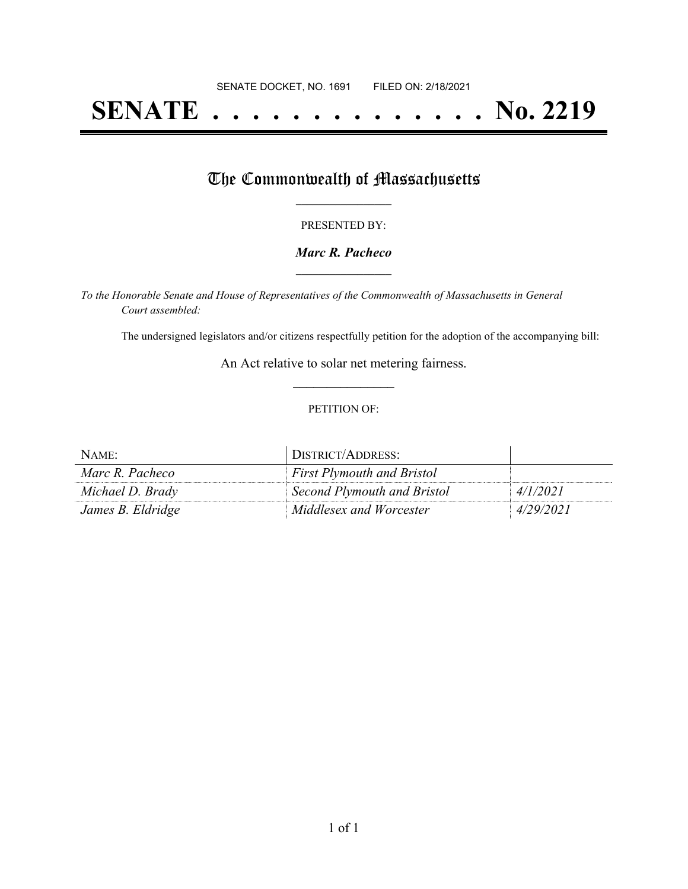SENATE DOCKET, NO. 1691        FILED ON: 2/18/2021

# SENATE . . . . . . . . . . . . . . No. 2219

## The Commonwealth of Massachusetts

PRESENTED BY:

***Marc R. Pacheco***

*To the Honorable Senate and House of Representatives of the Commonwealth of Massachusetts in General Court assembled:*

The undersigned legislators and/or citizens respectfully petition for the adoption of the accompanying bill:

An Act relative to solar net metering fairness.

PETITION OF:

| NAME: | DISTRICT/ADDRESS: | |
|---|---|---|
| *Marc R. Pacheco* | *First Plymouth and Bristol* | |
| *Michael D. Brady* | *Second Plymouth and Bristol* | *4/1/2021* |
| *James B. Eldridge* | *Middlesex and Worcester* | *4/29/2021* |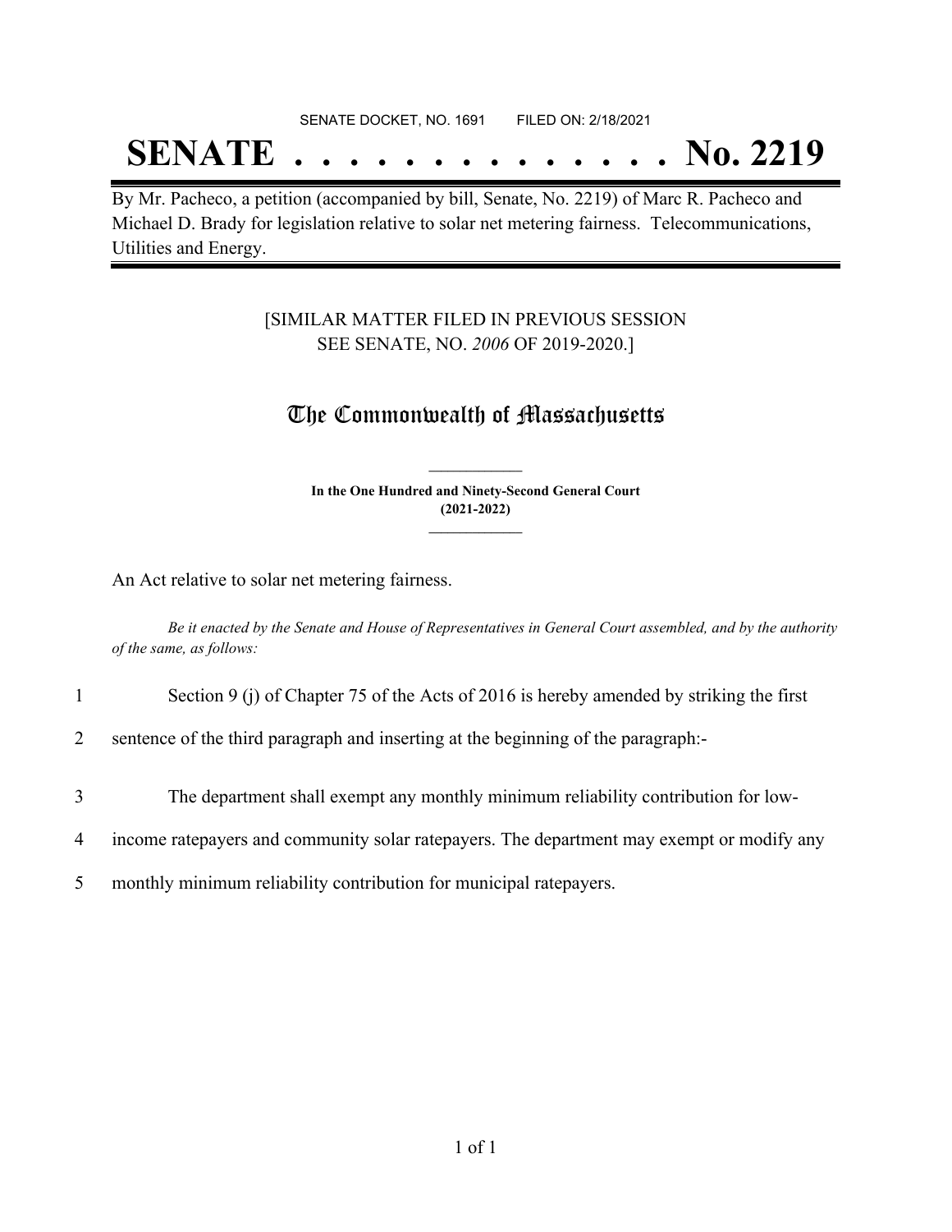SENATE DOCKET, NO. 1691        FILED ON: 2/18/2021

# SENATE . . . . . . . . . . . . . . No. 2219

By Mr. Pacheco, a petition (accompanied by bill, Senate, No. 2219) of Marc R. Pacheco and Michael D. Brady for legislation relative to solar net metering fairness. Telecommunications, Utilities and Energy.

[SIMILAR MATTER FILED IN PREVIOUS SESSION
SEE SENATE, NO. *2006* OF 2019-2020.]

## The Commonwealth of Massachusetts

**In the One Hundred and Ninety-Second General Court**
**(2021-2022)**

An Act relative to solar net metering fairness.

*Be it enacted by the Senate and House of Representatives in General Court assembled, and by the authority of the same, as follows:*

1 Section 9 (j) of Chapter 75 of the Acts of 2016 is hereby amended by striking the first
2 sentence of the third paragraph and inserting at the beginning of the paragraph:-

3 The department shall exempt any monthly minimum reliability contribution for low-
4 income ratepayers and community solar ratepayers. The department may exempt or modify any
5 monthly minimum reliability contribution for municipal ratepayers.